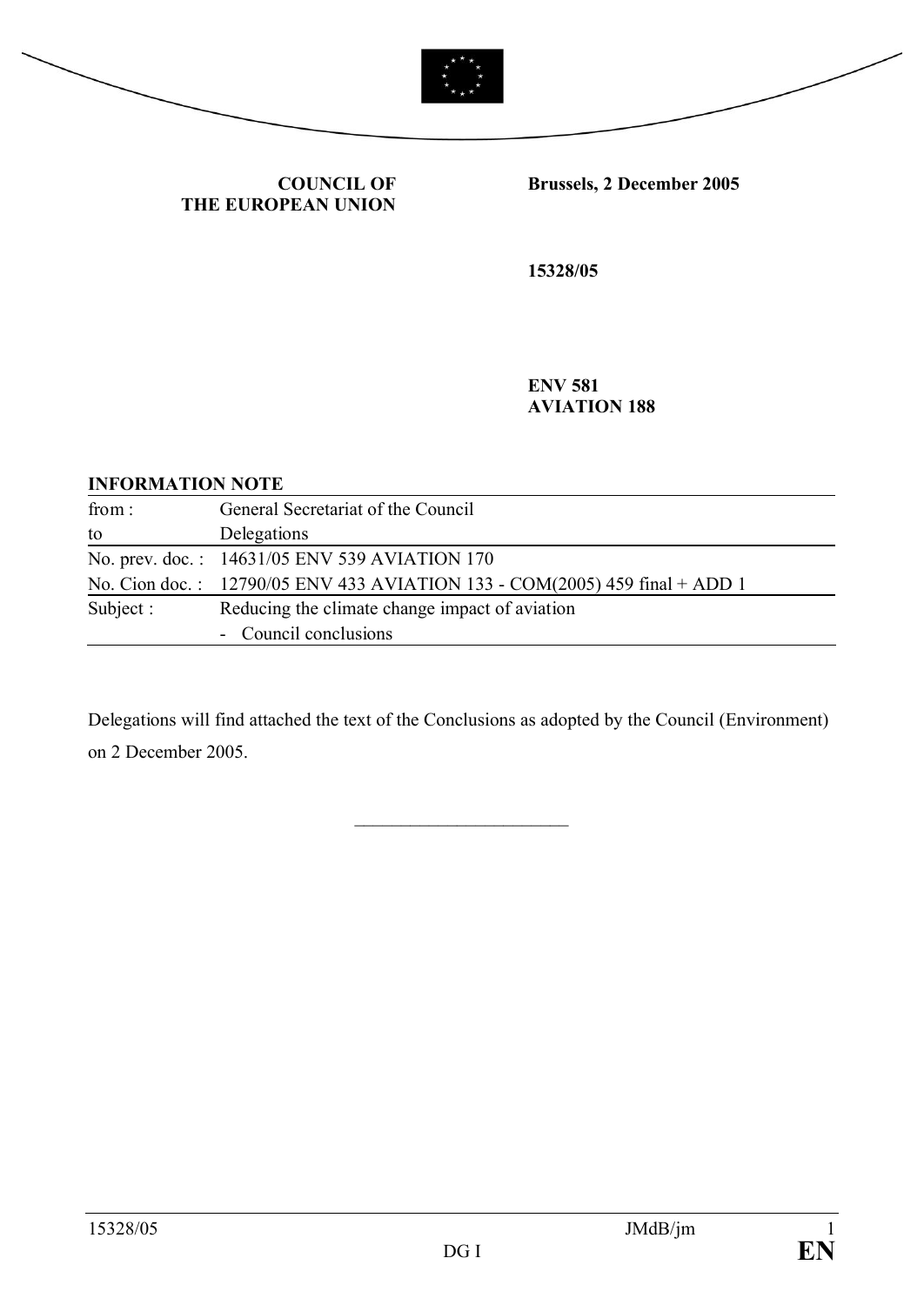**COUNCIL OF THE EUROPEAN UNION**

**Brussels, 2 December 2005**

**15328/05**

**ENV 581**
**AVIATION 188**

**INFORMATION NOTE**

| | |
|---|---|
| from : | General Secretariat of the Council |
| to | Delegations |
| No. prev. doc. : | 14631/05 ENV 539 AVIATION 170 |
| No. Cion doc. : | 12790/05 ENV 433 AVIATION 133 - COM(2005) 459 final + ADD 1 |
| Subject : | Reducing the climate change impact of aviation<br>- Council conclusions |

Delegations will find attached the text of the Conclusions as adopted by the Council (Environment) on 2 December 2005.

________________________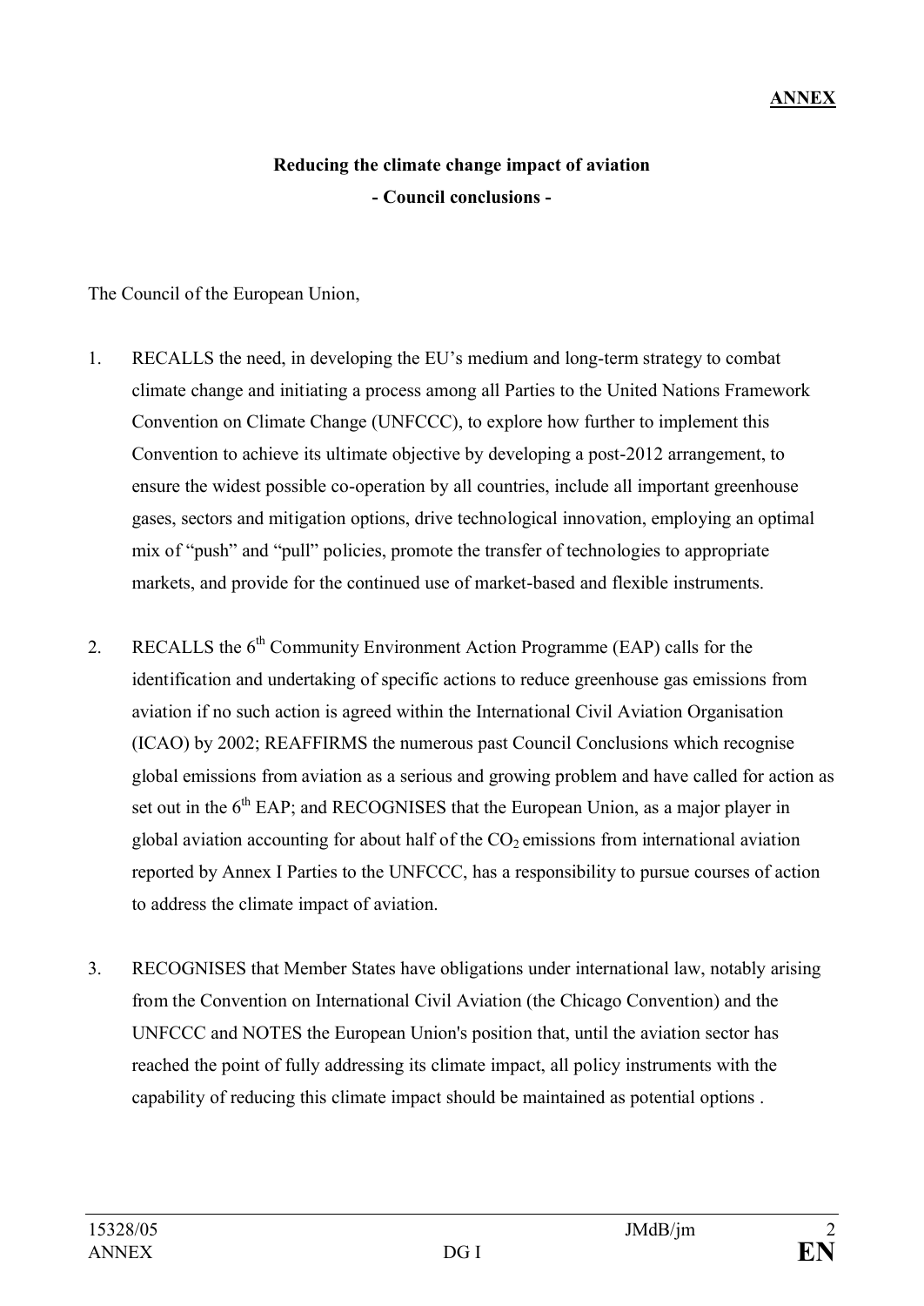**ANNEX**

**Reducing the climate change impact of aviation**

**- Council conclusions -**

The Council of the European Union,

1. RECALLS the need, in developing the EU's medium and long-term strategy to combat climate change and initiating a process among all Parties to the United Nations Framework Convention on Climate Change (UNFCCC), to explore how further to implement this Convention to achieve its ultimate objective by developing a post-2012 arrangement, to ensure the widest possible co-operation by all countries, include all important greenhouse gases, sectors and mitigation options, drive technological innovation, employing an optimal mix of "push" and "pull" policies, promote the transfer of technologies to appropriate markets, and provide for the continued use of market-based and flexible instruments.

2. RECALLS the 6th Community Environment Action Programme (EAP) calls for the identification and undertaking of specific actions to reduce greenhouse gas emissions from aviation if no such action is agreed within the International Civil Aviation Organisation (ICAO) by 2002; REAFFIRMS the numerous past Council Conclusions which recognise global emissions from aviation as a serious and growing problem and have called for action as set out in the 6th EAP; and RECOGNISES that the European Union, as a major player in global aviation accounting for about half of the $CO_2$ emissions from international aviation reported by Annex I Parties to the UNFCCC, has a responsibility to pursue courses of action to address the climate impact of aviation.

3. RECOGNISES that Member States have obligations under international law, notably arising from the Convention on International Civil Aviation (the Chicago Convention) and the UNFCCC and NOTES the European Union's position that, until the aviation sector has reached the point of fully addressing its climate impact, all policy instruments with the capability of reducing this climate impact should be maintained as potential options .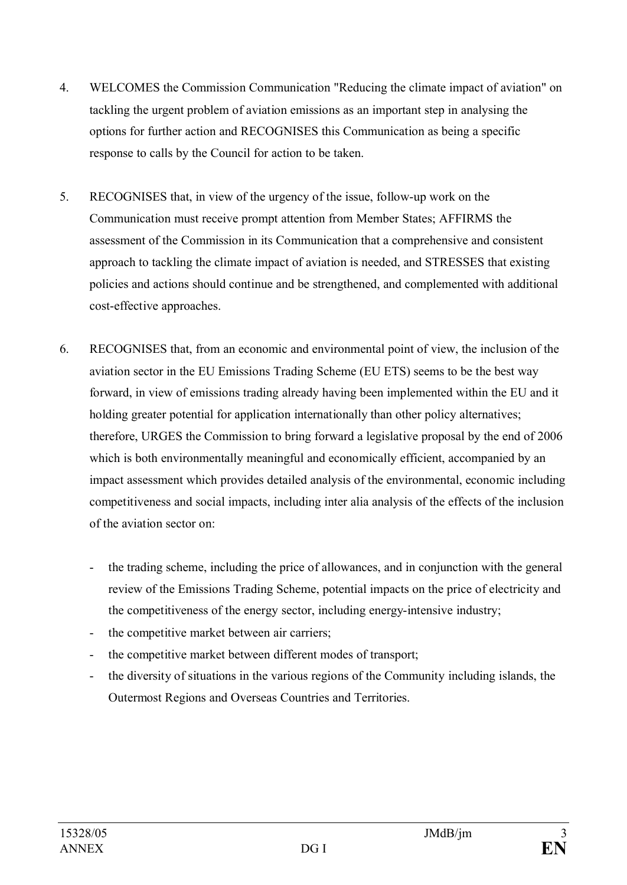4. WELCOMES the Commission Communication "Reducing the climate impact of aviation" on tackling the urgent problem of aviation emissions as an important step in analysing the options for further action and RECOGNISES this Communication as being a specific response to calls by the Council for action to be taken.

5. RECOGNISES that, in view of the urgency of the issue, follow-up work on the Communication must receive prompt attention from Member States; AFFIRMS the assessment of the Commission in its Communication that a comprehensive and consistent approach to tackling the climate impact of aviation is needed, and STRESSES that existing policies and actions should continue and be strengthened, and complemented with additional cost-effective approaches.

6. RECOGNISES that, from an economic and environmental point of view, the inclusion of the aviation sector in the EU Emissions Trading Scheme (EU ETS) seems to be the best way forward, in view of emissions trading already having been implemented within the EU and it holding greater potential for application internationally than other policy alternatives; therefore, URGES the Commission to bring forward a legislative proposal by the end of 2006 which is both environmentally meaningful and economically efficient, accompanied by an impact assessment which provides detailed analysis of the environmental, economic including competitiveness and social impacts, including inter alia analysis of the effects of the inclusion of the aviation sector on:

   - the trading scheme, including the price of allowances, and in conjunction with the general review of the Emissions Trading Scheme, potential impacts on the price of electricity and the competitiveness of the energy sector, including energy-intensive industry;
   - the competitive market between air carriers;
   - the competitive market between different modes of transport;
   - the diversity of situations in the various regions of the Community including islands, the Outermost Regions and Overseas Countries and Territories.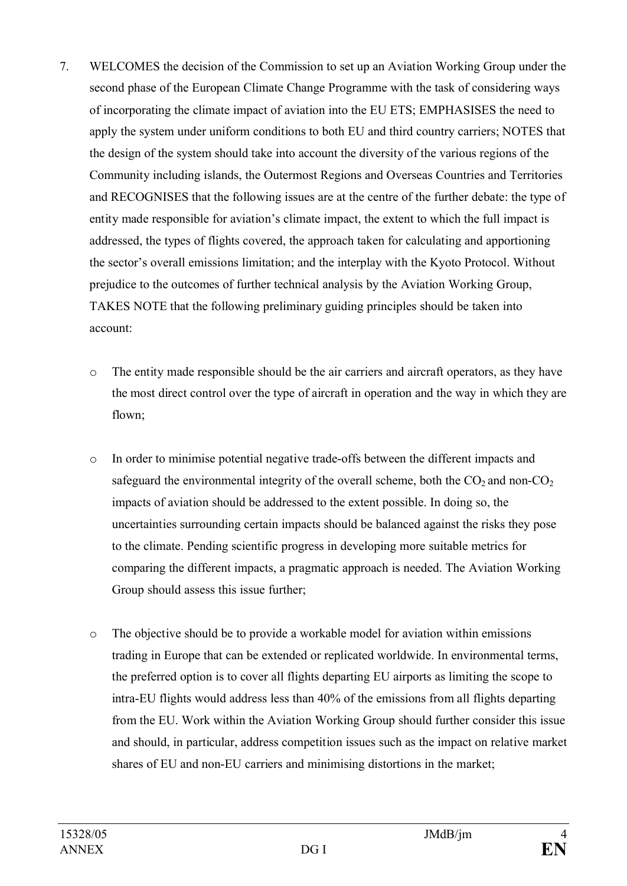7. WELCOMES the decision of the Commission to set up an Aviation Working Group under the second phase of the European Climate Change Programme with the task of considering ways of incorporating the climate impact of aviation into the EU ETS; EMPHASISES the need to apply the system under uniform conditions to both EU and third country carriers; NOTES that the design of the system should take into account the diversity of the various regions of the Community including islands, the Outermost Regions and Overseas Countries and Territories and RECOGNISES that the following issues are at the centre of the further debate: the type of entity made responsible for aviation's climate impact, the extent to which the full impact is addressed, the types of flights covered, the approach taken for calculating and apportioning the sector's overall emissions limitation; and the interplay with the Kyoto Protocol. Without prejudice to the outcomes of further technical analysis by the Aviation Working Group, TAKES NOTE that the following preliminary guiding principles should be taken into account:

   - The entity made responsible should be the air carriers and aircraft operators, as they have the most direct control over the type of aircraft in operation and the way in which they are flown;

   - In order to minimise potential negative trade-offs between the different impacts and safeguard the environmental integrity of the overall scheme, both the $CO_2$ and non-$CO_2$ impacts of aviation should be addressed to the extent possible. In doing so, the uncertainties surrounding certain impacts should be balanced against the risks they pose to the climate. Pending scientific progress in developing more suitable metrics for comparing the different impacts, a pragmatic approach is needed. The Aviation Working Group should assess this issue further;

   - The objective should be to provide a workable model for aviation within emissions trading in Europe that can be extended or replicated worldwide. In environmental terms, the preferred option is to cover all flights departing EU airports as limiting the scope to intra-EU flights would address less than 40% of the emissions from all flights departing from the EU. Work within the Aviation Working Group should further consider this issue and should, in particular, address competition issues such as the impact on relative market shares of EU and non-EU carriers and minimising distortions in the market;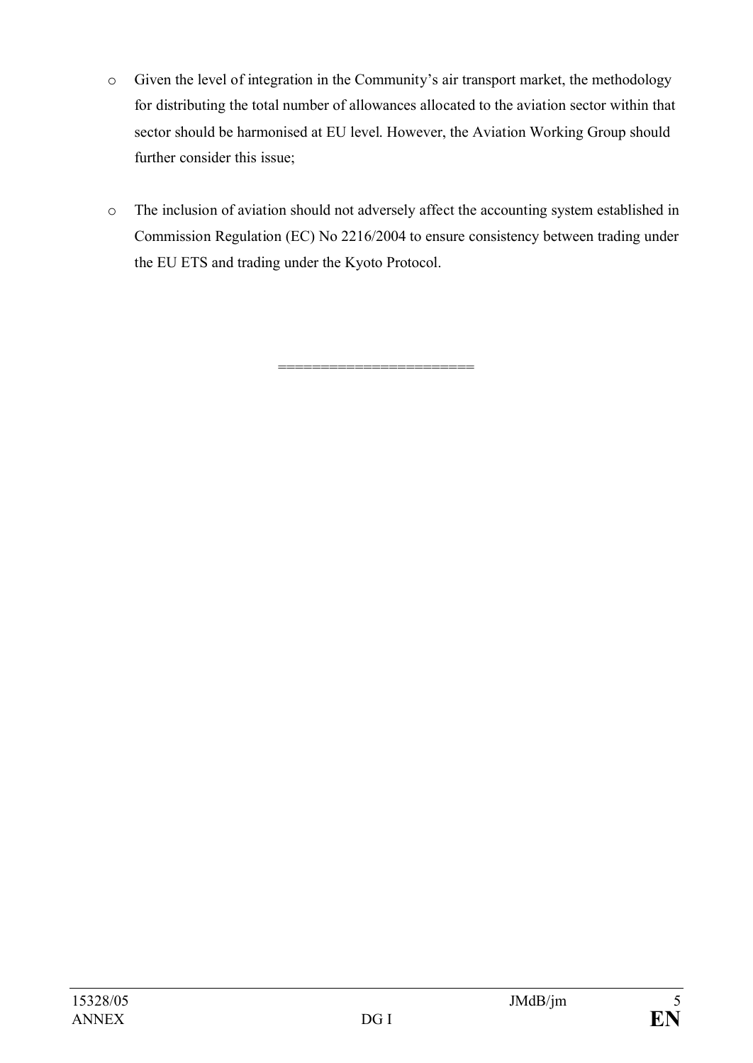- Given the level of integration in the Community's air transport market, the methodology for distributing the total number of allowances allocated to the aviation sector within that sector should be harmonised at EU level. However, the Aviation Working Group should further consider this issue;

- The inclusion of aviation should not adversely affect the accounting system established in Commission Regulation (EC) No 2216/2004 to ensure consistency between trading under the EU ETS and trading under the Kyoto Protocol.

========================